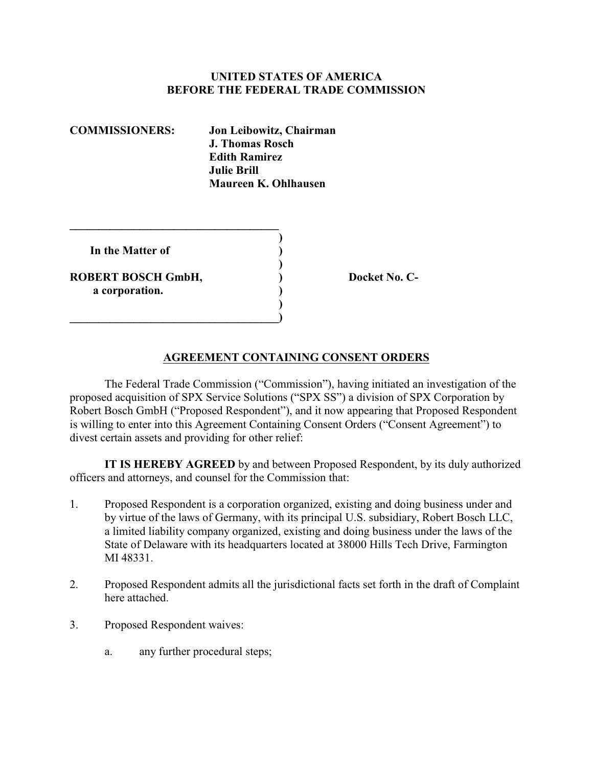**UNITED STATES OF AMERICA**
**BEFORE THE FEDERAL TRADE COMMISSION**

**COMMISSIONERS:** **Jon Leibowitz, Chairman**
**J. Thomas Rosch**
**Edith Ramirez**
**Julie Brill**
**Maureen K. Ohlhausen**

| | |
|---|---|
| **In the Matter of** | |
| **ROBERT BOSCH GmbH,** **a corporation.** | **Docket No. C-** |

## AGREEMENT CONTAINING CONSENT ORDERS

The Federal Trade Commission ("Commission"), having initiated an investigation of the proposed acquisition of SPX Service Solutions ("SPX SS") a division of SPX Corporation by Robert Bosch GmbH ("Proposed Respondent"), and it now appearing that Proposed Respondent is willing to enter into this Agreement Containing Consent Orders ("Consent Agreement") to divest certain assets and providing for other relief:

**IT IS HEREBY AGREED** by and between Proposed Respondent, by its duly authorized officers and attorneys, and counsel for the Commission that:

1. Proposed Respondent is a corporation organized, existing and doing business under and by virtue of the laws of Germany, with its principal U.S. subsidiary, Robert Bosch LLC, a limited liability company organized, existing and doing business under the laws of the State of Delaware with its headquarters located at 38000 Hills Tech Drive, Farmington MI 48331.

2. Proposed Respondent admits all the jurisdictional facts set forth in the draft of Complaint here attached.

3. Proposed Respondent waives:

   a. any further procedural steps;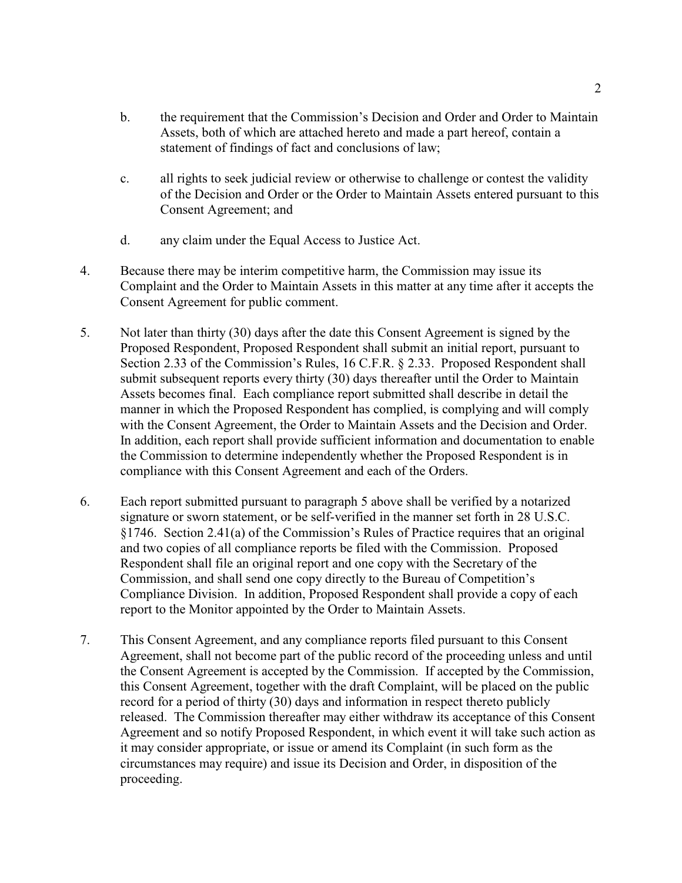b. the requirement that the Commission's Decision and Order and Order to Maintain Assets, both of which are attached hereto and made a part hereof, contain a statement of findings of fact and conclusions of law;

c. all rights to seek judicial review or otherwise to challenge or contest the validity of the Decision and Order or the Order to Maintain Assets entered pursuant to this Consent Agreement; and

d. any claim under the Equal Access to Justice Act.

4. Because there may be interim competitive harm, the Commission may issue its Complaint and the Order to Maintain Assets in this matter at any time after it accepts the Consent Agreement for public comment.

5. Not later than thirty (30) days after the date this Consent Agreement is signed by the Proposed Respondent, Proposed Respondent shall submit an initial report, pursuant to Section 2.33 of the Commission's Rules, 16 C.F.R. § 2.33. Proposed Respondent shall submit subsequent reports every thirty (30) days thereafter until the Order to Maintain Assets becomes final. Each compliance report submitted shall describe in detail the manner in which the Proposed Respondent has complied, is complying and will comply with the Consent Agreement, the Order to Maintain Assets and the Decision and Order. In addition, each report shall provide sufficient information and documentation to enable the Commission to determine independently whether the Proposed Respondent is in compliance with this Consent Agreement and each of the Orders.

6. Each report submitted pursuant to paragraph 5 above shall be verified by a notarized signature or sworn statement, or be self-verified in the manner set forth in 28 U.S.C. §1746. Section 2.41(a) of the Commission's Rules of Practice requires that an original and two copies of all compliance reports be filed with the Commission. Proposed Respondent shall file an original report and one copy with the Secretary of the Commission, and shall send one copy directly to the Bureau of Competition's Compliance Division. In addition, Proposed Respondent shall provide a copy of each report to the Monitor appointed by the Order to Maintain Assets.

7. This Consent Agreement, and any compliance reports filed pursuant to this Consent Agreement, shall not become part of the public record of the proceeding unless and until the Consent Agreement is accepted by the Commission. If accepted by the Commission, this Consent Agreement, together with the draft Complaint, will be placed on the public record for a period of thirty (30) days and information in respect thereto publicly released. The Commission thereafter may either withdraw its acceptance of this Consent Agreement and so notify Proposed Respondent, in which event it will take such action as it may consider appropriate, or issue or amend its Complaint (in such form as the circumstances may require) and issue its Decision and Order, in disposition of the proceeding.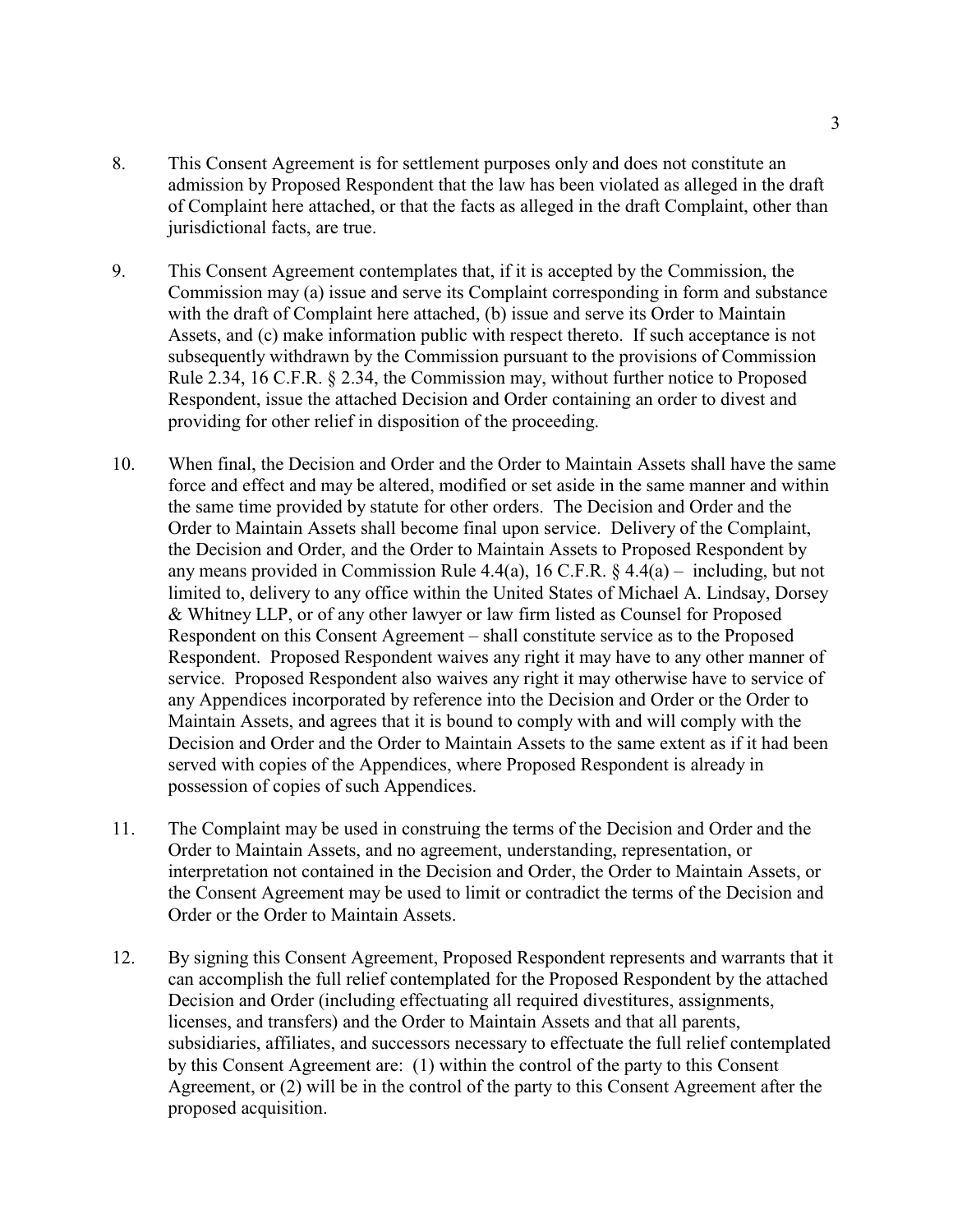8. This Consent Agreement is for settlement purposes only and does not constitute an admission by Proposed Respondent that the law has been violated as alleged in the draft of Complaint here attached, or that the facts as alleged in the draft Complaint, other than jurisdictional facts, are true.

9. This Consent Agreement contemplates that, if it is accepted by the Commission, the Commission may (a) issue and serve its Complaint corresponding in form and substance with the draft of Complaint here attached, (b) issue and serve its Order to Maintain Assets, and (c) make information public with respect thereto. If such acceptance is not subsequently withdrawn by the Commission pursuant to the provisions of Commission Rule 2.34, 16 C.F.R. § 2.34, the Commission may, without further notice to Proposed Respondent, issue the attached Decision and Order containing an order to divest and providing for other relief in disposition of the proceeding.

10. When final, the Decision and Order and the Order to Maintain Assets shall have the same force and effect and may be altered, modified or set aside in the same manner and within the same time provided by statute for other orders. The Decision and Order and the Order to Maintain Assets shall become final upon service. Delivery of the Complaint, the Decision and Order, and the Order to Maintain Assets to Proposed Respondent by any means provided in Commission Rule 4.4(a), 16 C.F.R. § 4.4(a) – including, but not limited to, delivery to any office within the United States of Michael A. Lindsay, Dorsey & Whitney LLP, or of any other lawyer or law firm listed as Counsel for Proposed Respondent on this Consent Agreement – shall constitute service as to the Proposed Respondent. Proposed Respondent waives any right it may have to any other manner of service. Proposed Respondent also waives any right it may otherwise have to service of any Appendices incorporated by reference into the Decision and Order or the Order to Maintain Assets, and agrees that it is bound to comply with and will comply with the Decision and Order and the Order to Maintain Assets to the same extent as if it had been served with copies of the Appendices, where Proposed Respondent is already in possession of copies of such Appendices.

11. The Complaint may be used in construing the terms of the Decision and Order and the Order to Maintain Assets, and no agreement, understanding, representation, or interpretation not contained in the Decision and Order, the Order to Maintain Assets, or the Consent Agreement may be used to limit or contradict the terms of the Decision and Order or the Order to Maintain Assets.

12. By signing this Consent Agreement, Proposed Respondent represents and warrants that it can accomplish the full relief contemplated for the Proposed Respondent by the attached Decision and Order (including effectuating all required divestitures, assignments, licenses, and transfers) and the Order to Maintain Assets and that all parents, subsidiaries, affiliates, and successors necessary to effectuate the full relief contemplated by this Consent Agreement are: (1) within the control of the party to this Consent Agreement, or (2) will be in the control of the party to this Consent Agreement after the proposed acquisition.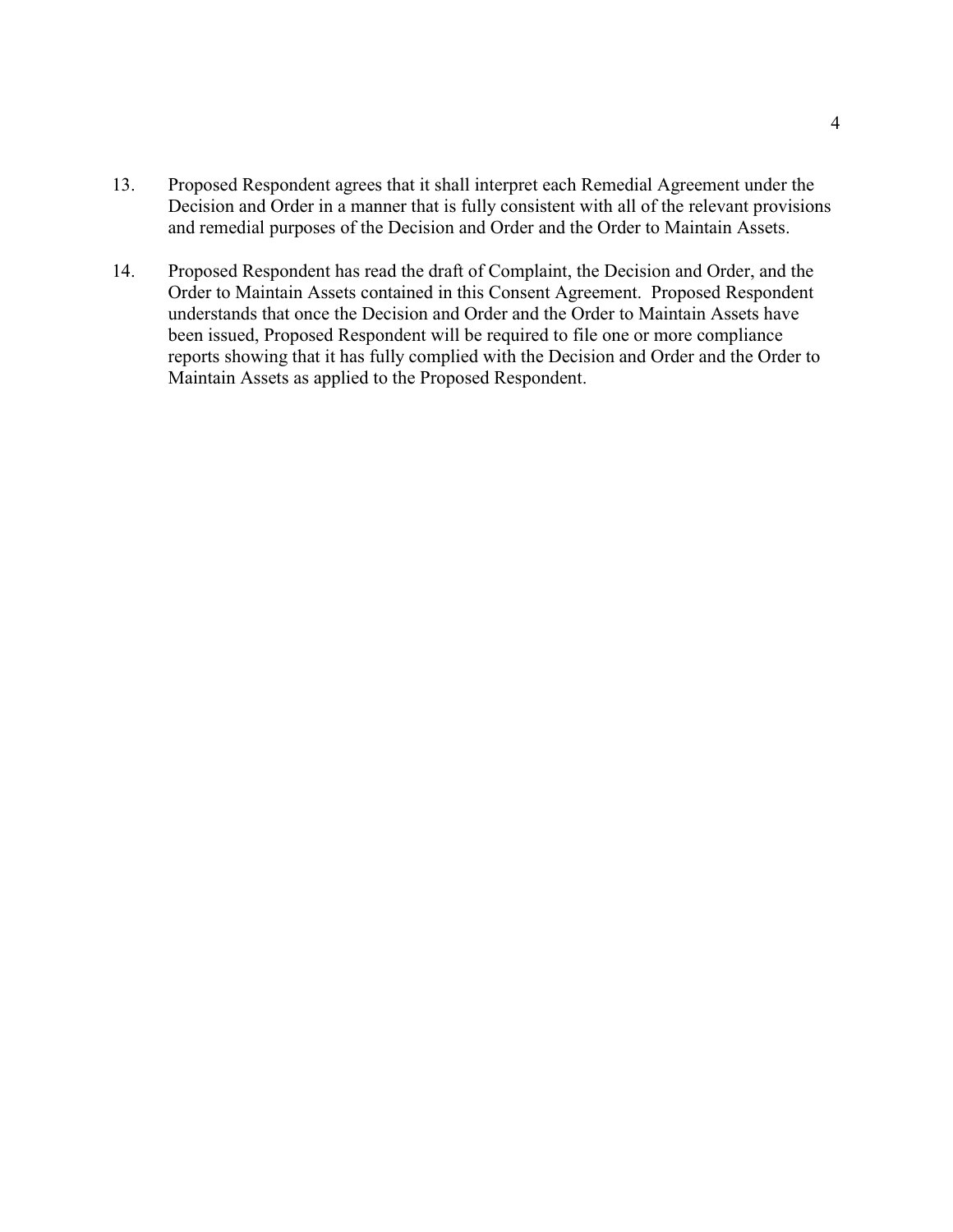13. Proposed Respondent agrees that it shall interpret each Remedial Agreement under the Decision and Order in a manner that is fully consistent with all of the relevant provisions and remedial purposes of the Decision and Order and the Order to Maintain Assets.

14. Proposed Respondent has read the draft of Complaint, the Decision and Order, and the Order to Maintain Assets contained in this Consent Agreement. Proposed Respondent understands that once the Decision and Order and the Order to Maintain Assets have been issued, Proposed Respondent will be required to file one or more compliance reports showing that it has fully complied with the Decision and Order and the Order to Maintain Assets as applied to the Proposed Respondent.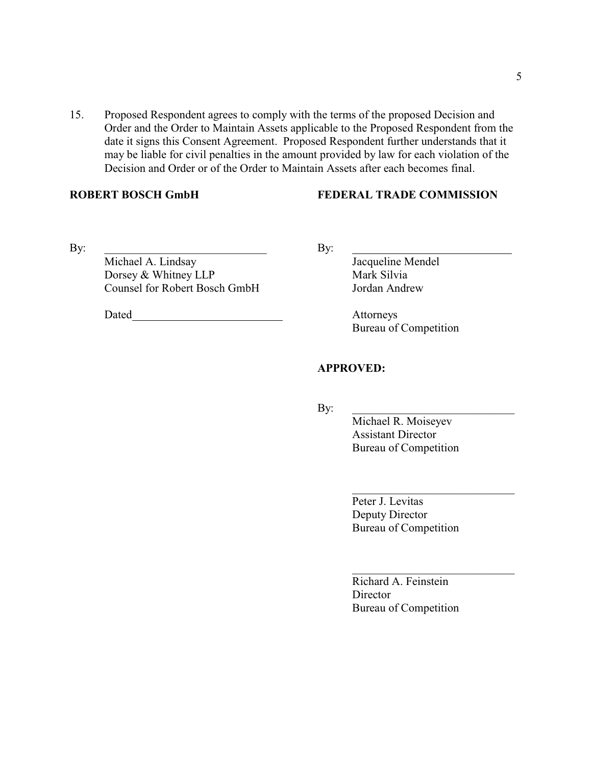15. Proposed Respondent agrees to comply with the terms of the proposed Decision and Order and the Order to Maintain Assets applicable to the Proposed Respondent from the date it signs this Consent Agreement. Proposed Respondent further understands that it may be liable for civil penalties in the amount provided by law for each violation of the Decision and Order or of the Order to Maintain Assets after each becomes final.

**ROBERT BOSCH GmbH**

By: \_\_\_\_\_\_\_\_\_\_\_\_\_\_\_\_\_\_\_\_\_\_\_\_\_\_\_\_\_\_
Michael A. Lindsay
Dorsey & Whitney LLP
Counsel for Robert Bosch GmbH

Dated\_\_\_\_\_\_\_\_\_\_\_\_\_\_\_\_\_\_\_\_\_\_\_\_\_\_\_\_

**FEDERAL TRADE COMMISSION**

By: \_\_\_\_\_\_\_\_\_\_\_\_\_\_\_\_\_\_\_\_\_\_\_\_\_\_\_\_\_\_
Jacqueline Mendel
Mark Silvia
Jordan Andrew

Attorneys
Bureau of Competition

**APPROVED:**

By: \_\_\_\_\_\_\_\_\_\_\_\_\_\_\_\_\_\_\_\_\_\_\_\_\_\_\_\_\_\_
Michael R. Moiseyev
Assistant Director
Bureau of Competition

\_\_\_\_\_\_\_\_\_\_\_\_\_\_\_\_\_\_\_\_\_\_\_\_\_\_\_\_\_\_
Peter J. Levitas
Deputy Director
Bureau of Competition

\_\_\_\_\_\_\_\_\_\_\_\_\_\_\_\_\_\_\_\_\_\_\_\_\_\_\_\_\_\_
Richard A. Feinstein
Director
Bureau of Competition